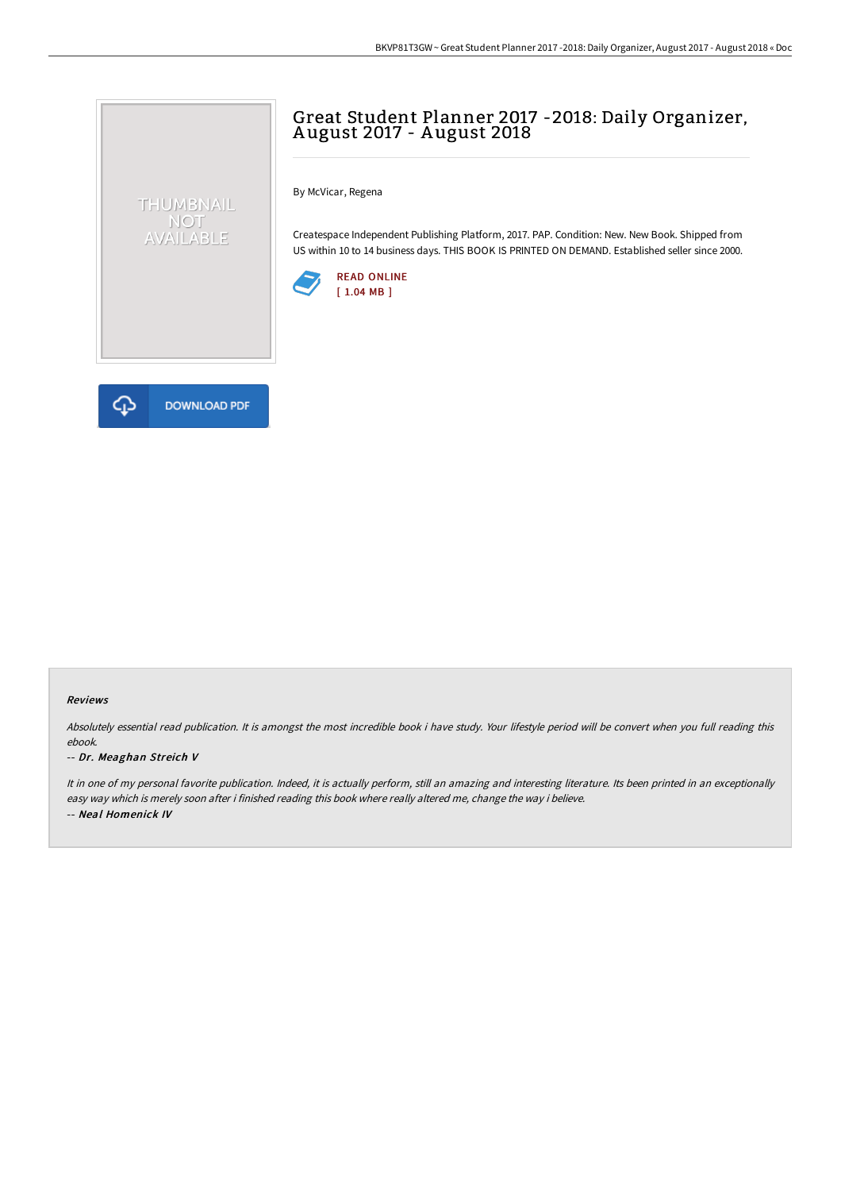# Great Student Planner 2017 -2018: Daily Organizer, August 2017 - August 2018

By McVicar, Regena

Createspace Independent Publishing Platform, 2017. PAP. Condition: New. New Book. Shipped from US within 10 to 14 business days. THIS BOOK IS PRINTED ON DEMAND. Established seller since 2000.

READ ONLINE
[ 1.04 MB ]

DOWNLOAD PDF

### Reviews

*Absolutely essential read publication. It is amongst the most incredible book i have study. Your lifestyle period will be convert when you full reading this ebook.*

*-- Dr. Meaghan Streich V*

*It in one of my personal favorite publication. Indeed, it is actually perform, still an amazing and interesting literature. Its been printed in an exceptionally easy way which is merely soon after i finished reading this book where really altered me, change the way i believe.*

*-- Neal Homenick IV*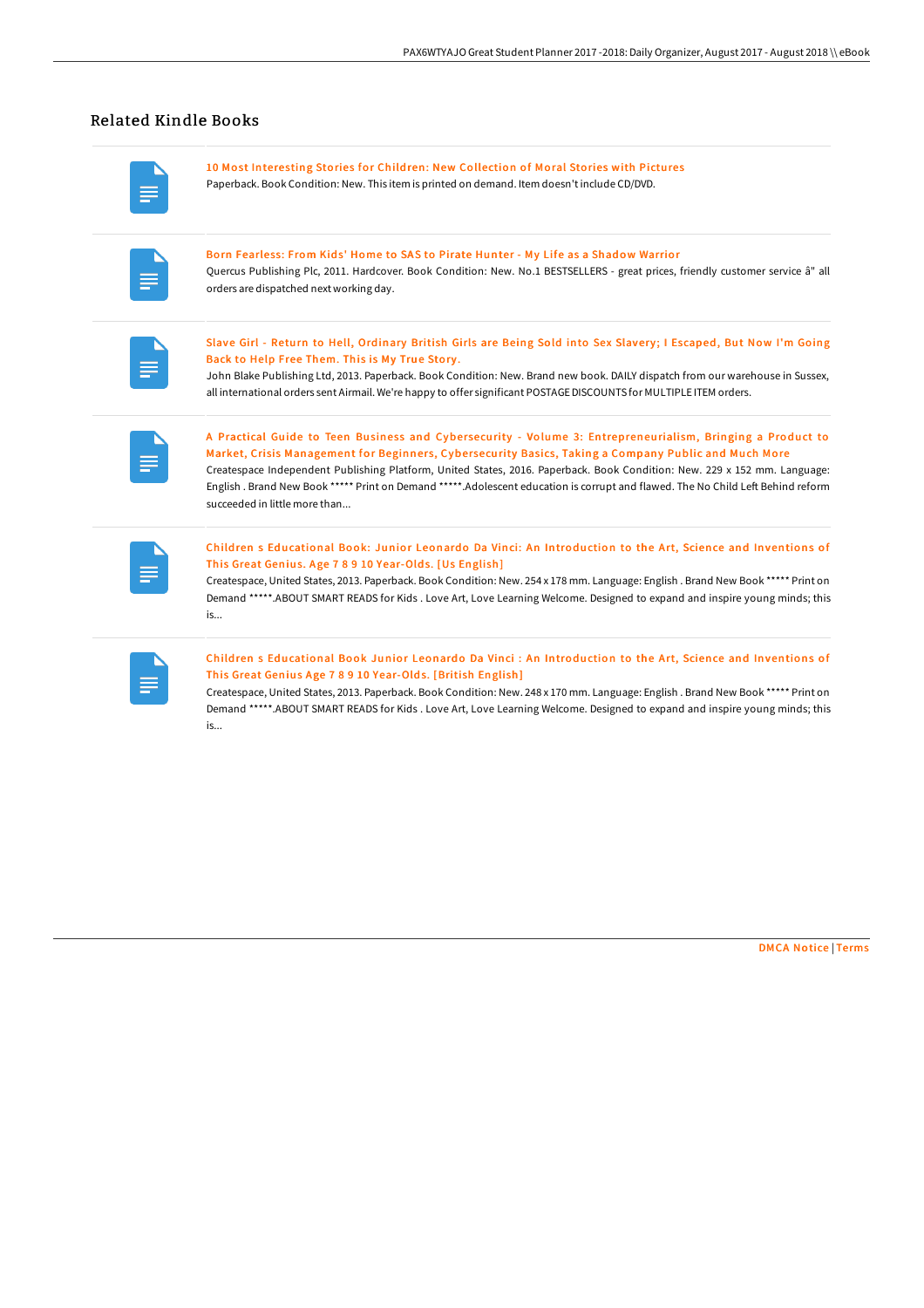## Related Kindle Books

**10 Most Interesting Stories for Children: New Collection of Moral Stories with Pictures**
Paperback. Book Condition: New. This item is printed on demand. Item doesn't include CD/DVD.

**Born Fearless: From Kids' Home to SAS to Pirate Hunter - My Life as a Shadow Warrior**
Quercus Publishing Plc, 2011. Hardcover. Book Condition: New. No.1 BESTSELLERS - great prices, friendly customer service â" all orders are dispatched next working day.

**Slave Girl - Return to Hell, Ordinary British Girls are Being Sold into Sex Slavery; I Escaped, But Now I'm Going Back to Help Free Them. This is My True Story.**
John Blake Publishing Ltd, 2013. Paperback. Book Condition: New. Brand new book. DAILY dispatch from our warehouse in Sussex, all international orders sent Airmail. We're happy to offer significant POSTAGE DISCOUNTS for MULTIPLE ITEM orders.

**A Practical Guide to Teen Business and Cybersecurity - Volume 3: Entrepreneurialism, Bringing a Product to Market, Crisis Management for Beginners, Cybersecurity Basics, Taking a Company Public and Much More**
Createspace Independent Publishing Platform, United States, 2016. Paperback. Book Condition: New. 229 x 152 mm. Language: English . Brand New Book ***** Print on Demand *****.Adolescent education is corrupt and flawed. The No Child Left Behind reform succeeded in little more than...

**Children s Educational Book: Junior Leonardo Da Vinci: An Introduction to the Art, Science and Inventions of This Great Genius. Age 7 8 9 10 Year-Olds. [Us English]**
Createspace, United States, 2013. Paperback. Book Condition: New. 254 x 178 mm. Language: English . Brand New Book ***** Print on Demand *****.ABOUT SMART READS for Kids . Love Art, Love Learning Welcome. Designed to expand and inspire young minds; this is...

**Children s Educational Book Junior Leonardo Da Vinci : An Introduction to the Art, Science and Inventions of This Great Genius Age 7 8 9 10 Year-Olds. [British English]**
Createspace, United States, 2013. Paperback. Book Condition: New. 248 x 170 mm. Language: English . Brand New Book ***** Print on Demand *****.ABOUT SMART READS for Kids . Love Art, Love Learning Welcome. Designed to expand and inspire young minds; this is...